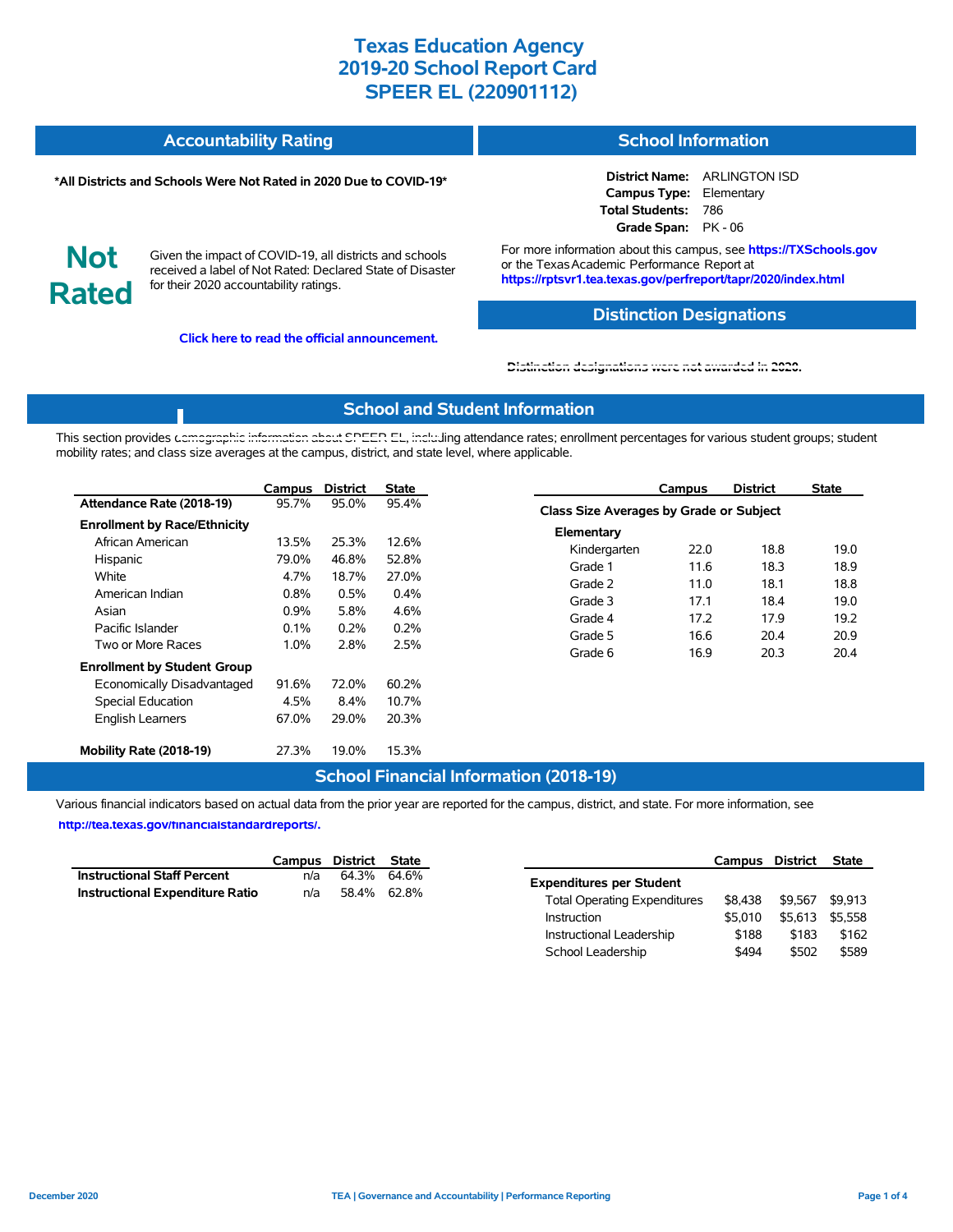# Texas Education Agency
# 2019-20 School Report Card
# SPEER EL (220901112)

## Accountability Rating

**\*All Districts and Schools Were Not Rated in 2020 Due to COVID-19\***

**Not Rated**

Given the impact of COVID-19, all districts and schools received a label of Not Rated: Declared State of Disaster for their 2020 accountability ratings.

**Click here to read the official announcement.**

## School Information

**District Name:** ARLINGTON ISD
**Campus Type:** Elementary
**Total Students:** 786
**Grade Span:** PK - 06

For more information about this campus, see **https://TXSchools.gov** or the Texas Academic Performance Report at **https://rptsvr1.tea.texas.gov/perfreport/tapr/2020/index.html**

## Distinction Designations

Distinction designations were not awarded in 2020.

## School and Student Information

This section provides demographic information about SPEER EL, including attendance rates; enrollment percentages for various student groups; student mobility rates; and class size averages at the campus, district, and state level, where applicable.

| | Campus | District | State |
|---|---|---|---|
| **Attendance Rate (2018-19)** | 95.7% | 95.0% | 95.4% |
| **Enrollment by Race/Ethnicity** | | | |
| African American | 13.5% | 25.3% | 12.6% |
| Hispanic | 79.0% | 46.8% | 52.8% |
| White | 4.7% | 18.7% | 27.0% |
| American Indian | 0.8% | 0.5% | 0.4% |
| Asian | 0.9% | 5.8% | 4.6% |
| Pacific Islander | 0.1% | 0.2% | 0.2% |
| Two or More Races | 1.0% | 2.8% | 2.5% |
| **Enrollment by Student Group** | | | |
| Economically Disadvantaged | 91.6% | 72.0% | 60.2% |
| Special Education | 4.5% | 8.4% | 10.7% |
| English Learners | 67.0% | 29.0% | 20.3% |
| **Mobility Rate (2018-19)** | 27.3% | 19.0% | 15.3% |

| | Campus | District | State |
|---|---|---|---|
| **Class Size Averages by Grade or Subject** | | | |
| **Elementary** | | | |
| Kindergarten | 22.0 | 18.8 | 19.0 |
| Grade 1 | 11.6 | 18.3 | 18.9 |
| Grade 2 | 11.0 | 18.1 | 18.8 |
| Grade 3 | 17.1 | 18.4 | 19.0 |
| Grade 4 | 17.2 | 17.9 | 19.2 |
| Grade 5 | 16.6 | 20.4 | 20.9 |
| Grade 6 | 16.9 | 20.3 | 20.4 |

## School Financial Information (2018-19)

Various financial indicators based on actual data from the prior year are reported for the campus, district, and state. For more information, see **http://tea.texas.gov/financialstandardreports/.**

| | Campus | District | State |
|---|---|---|---|
| **Instructional Staff Percent** | n/a | 64.3% | 64.6% |
| **Instructional Expenditure Ratio** | n/a | 58.4% | 62.8% |

| | Campus | District | State |
|---|---|---|---|
| **Expenditures per Student** | | | |
| Total Operating Expenditures | $8,438 | $9,567 | $9,913 |
| Instruction | $5,010 | $5,613 | $5,558 |
| Instructional Leadership | $188 | $183 | $162 |
| School Leadership | $494 | $502 | $589 |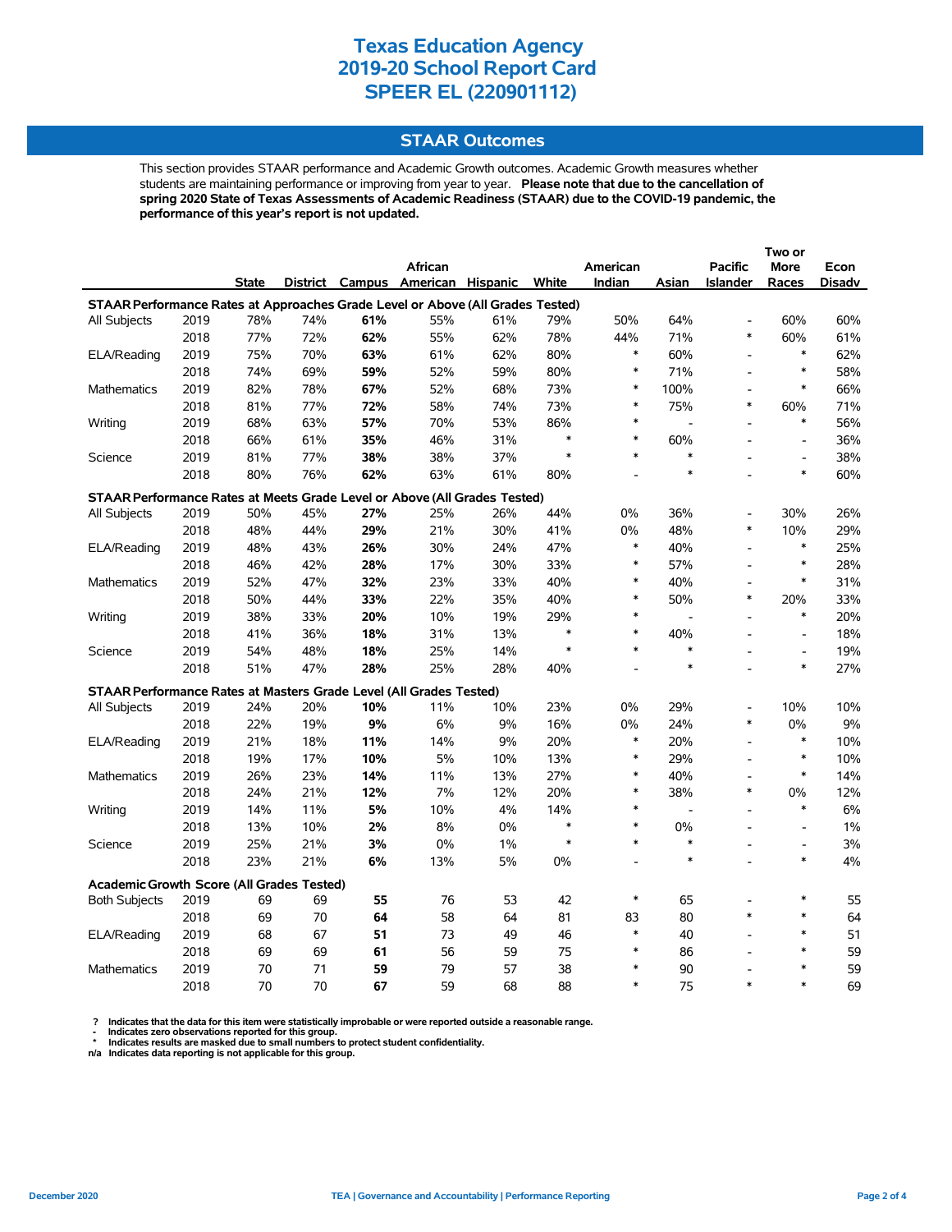# Texas Education Agency
# 2019-20 School Report Card
# SPEER EL (220901112)

## STAAR Outcomes

This section provides STAAR performance and Academic Growth outcomes. Academic Growth measures whether students are maintaining performance or improving from year to year. **Please note that due to the cancellation of spring 2020 State of Texas Assessments of Academic Readiness (STAAR) due to the COVID-19 pandemic, the performance of this year's report is not updated.**

| | | State | District | Campus | African American | Hispanic | White | American Indian | Asian | Pacific Islander | Two or More Races | Econ Disadv |
|---|---|---|---|---|---|---|---|---|---|---|---|---|
| **STAAR Performance Rates at Approaches Grade Level or Above (All Grades Tested)** | | | | | | | | | | | | |
| All Subjects | 2019 | 78% | 74% | **61%** | 55% | 61% | 79% | 50% | 64% | - | 60% | 60% |
| | 2018 | 77% | 72% | **62%** | 55% | 62% | 78% | 44% | 71% | * | 60% | 61% |
| ELA/Reading | 2019 | 75% | 70% | **63%** | 61% | 62% | 80% | * | 60% | - | * | 62% |
| | 2018 | 74% | 69% | **59%** | 52% | 59% | 80% | * | 71% | - | * | 58% |
| Mathematics | 2019 | 82% | 78% | **67%** | 52% | 68% | 73% | * | 100% | - | * | 66% |
| | 2018 | 81% | 77% | **72%** | 58% | 74% | 73% | * | 75% | * | 60% | 71% |
| Writing | 2019 | 68% | 63% | **57%** | 70% | 53% | 86% | * | - | - | * | 56% |
| | 2018 | 66% | 61% | **35%** | 46% | 31% | * | * | 60% | - | - | 36% |
| Science | 2019 | 81% | 77% | **38%** | 38% | 37% | * | * | * | - | - | 38% |
| | 2018 | 80% | 76% | **62%** | 63% | 61% | 80% | - | * | - | * | 60% |
| **STAAR Performance Rates at Meets Grade Level or Above (All Grades Tested)** | | | | | | | | | | | | |
| All Subjects | 2019 | 50% | 45% | **27%** | 25% | 26% | 44% | 0% | 36% | - | 30% | 26% |
| | 2018 | 48% | 44% | **29%** | 21% | 30% | 41% | 0% | 48% | * | 10% | 29% |
| ELA/Reading | 2019 | 48% | 43% | **26%** | 30% | 24% | 47% | * | 40% | - | * | 25% |
| | 2018 | 46% | 42% | **28%** | 17% | 30% | 33% | * | 57% | - | * | 28% |
| Mathematics | 2019 | 52% | 47% | **32%** | 23% | 33% | 40% | * | 40% | - | * | 31% |
| | 2018 | 50% | 44% | **33%** | 22% | 35% | 40% | * | 50% | * | 20% | 33% |
| Writing | 2019 | 38% | 33% | **20%** | 10% | 19% | 29% | * | - | - | * | 20% |
| | 2018 | 41% | 36% | **18%** | 31% | 13% | * | * | 40% | - | - | 18% |
| Science | 2019 | 54% | 48% | **18%** | 25% | 14% | * | * | * | - | - | 19% |
| | 2018 | 51% | 47% | **28%** | 25% | 28% | 40% | - | * | - | * | 27% |
| **STAAR Performance Rates at Masters Grade Level (All Grades Tested)** | | | | | | | | | | | | |
| All Subjects | 2019 | 24% | 20% | **10%** | 11% | 10% | 23% | 0% | 29% | - | 10% | 10% |
| | 2018 | 22% | 19% | **9%** | 6% | 9% | 16% | 0% | 24% | * | 0% | 9% |
| ELA/Reading | 2019 | 21% | 18% | **11%** | 14% | 9% | 20% | * | 20% | - | * | 10% |
| | 2018 | 19% | 17% | **10%** | 5% | 10% | 13% | * | 29% | - | * | 10% |
| Mathematics | 2019 | 26% | 23% | **14%** | 11% | 13% | 27% | * | 40% | - | * | 14% |
| | 2018 | 24% | 21% | **12%** | 7% | 12% | 20% | * | 38% | * | 0% | 12% |
| Writing | 2019 | 14% | 11% | **5%** | 10% | 4% | 14% | * | - | - | * | 6% |
| | 2018 | 13% | 10% | **2%** | 8% | 0% | * | * | 0% | - | - | 1% |
| Science | 2019 | 25% | 21% | **3%** | 0% | 1% | * | * | * | - | - | 3% |
| | 2018 | 23% | 21% | **6%** | 13% | 5% | 0% | - | * | - | * | 4% |
| **Academic Growth Score (All Grades Tested)** | | | | | | | | | | | | |
| Both Subjects | 2019 | 69 | 69 | **55** | 76 | 53 | 42 | * | 65 | - | * | 55 |
| | 2018 | 69 | 70 | **64** | 58 | 64 | 81 | 83 | 80 | * | * | 64 |
| ELA/Reading | 2019 | 68 | 67 | **51** | 73 | 49 | 46 | * | 40 | - | * | 51 |
| | 2018 | 69 | 69 | **61** | 56 | 59 | 75 | * | 86 | - | * | 59 |
| Mathematics | 2019 | 70 | 71 | **59** | 79 | 57 | 38 | * | 90 | - | * | 59 |
| | 2018 | 70 | 70 | **67** | 59 | 68 | 88 | * | 75 | * | * | 69 |

**?** Indicates that the data for this item were statistically improbable or were reported outside a reasonable range.
**-** Indicates zero observations reported for this group.
**\*** Indicates results are masked due to small numbers to protect student confidentiality.
**n/a** Indicates data reporting is not applicable for this group.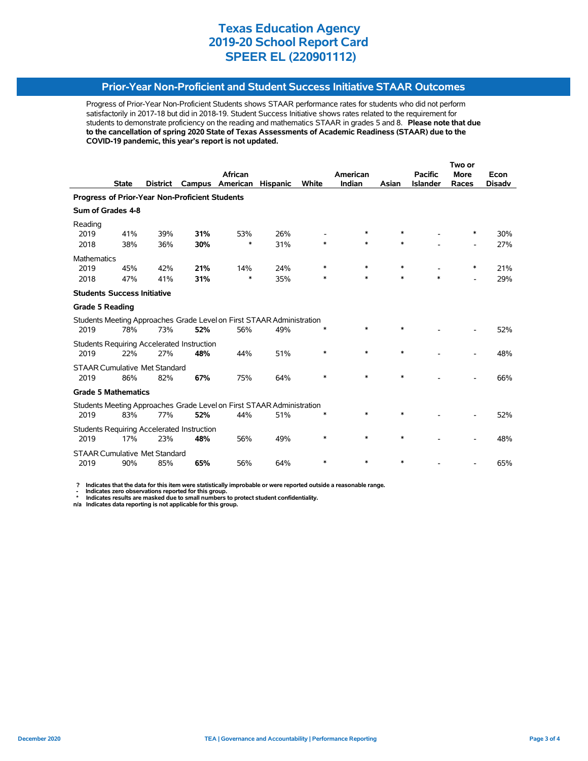# Texas Education Agency
# 2019-20 School Report Card
# SPEER EL (220901112)

## Prior-Year Non-Proficient and Student Success Initiative STAAR Outcomes

Progress of Prior-Year Non-Proficient Students shows STAAR performance rates for students who did not perform satisfactorily in 2017-18 but did in 2018-19. Student Success Initiative shows rates related to the requirement for students to demonstrate proficiency on the reading and mathematics STAAR in grades 5 and 8. **Please note that due to the cancellation of spring 2020 State of Texas Assessments of Academic Readiness (STAAR) due to the COVID-19 pandemic, this year's report is not updated.**

| | State | District | Campus | African American | Hispanic | White | American Indian | Asian | Pacific Islander | Two or More Races | Econ Disadv |
|---|---|---|---|---|---|---|---|---|---|---|---|
| **Progress of Prior-Year Non-Proficient Students** | | | | | | | | | | | |
| **Sum of Grades 4-8** | | | | | | | | | | | |
| Reading | | | | | | | | | | | |
| 2019 | 41% | 39% | **31%** | 53% | 26% | - | * | * | - | * | 30% |
| 2018 | 38% | 36% | **30%** | * | 31% | * | * | * | - | - | 27% |
| Mathematics | | | | | | | | | | | |
| 2019 | 45% | 42% | **21%** | 14% | 24% | * | * | * | - | * | 21% |
| 2018 | 47% | 41% | **31%** | * | 35% | * | * | * | * | - | 29% |
| **Students Success Initiative** | | | | | | | | | | | |
| **Grade 5 Reading** | | | | | | | | | | | |
| Students Meeting Approaches Grade Level on First STAAR Administration | | | | | | | | | | | |
| 2019 | 78% | 73% | **52%** | 56% | 49% | * | * | * | - | - | 52% |
| Students Requiring Accelerated Instruction | | | | | | | | | | | |
| 2019 | 22% | 27% | **48%** | 44% | 51% | * | * | * | - | - | 48% |
| STAAR Cumulative Met Standard | | | | | | | | | | | |
| 2019 | 86% | 82% | **67%** | 75% | 64% | * | * | * | - | - | 66% |
| **Grade 5 Mathematics** | | | | | | | | | | | |
| Students Meeting Approaches Grade Level on First STAAR Administration | | | | | | | | | | | |
| 2019 | 83% | 77% | **52%** | 44% | 51% | * | * | * | - | - | 52% |
| Students Requiring Accelerated Instruction | | | | | | | | | | | |
| 2019 | 17% | 23% | **48%** | 56% | 49% | * | * | * | - | - | 48% |
| STAAR Cumulative Met Standard | | | | | | | | | | | |
| 2019 | 90% | 85% | **65%** | 56% | 64% | * | * | * | - | - | 65% |

**?** Indicates that the data for this item were statistically improbable or were reported outside a reasonable range.
**-** Indicates zero observations reported for this group.
**\*** Indicates results are masked due to small numbers to protect student confidentiality.
**n/a** Indicates data reporting is not applicable for this group.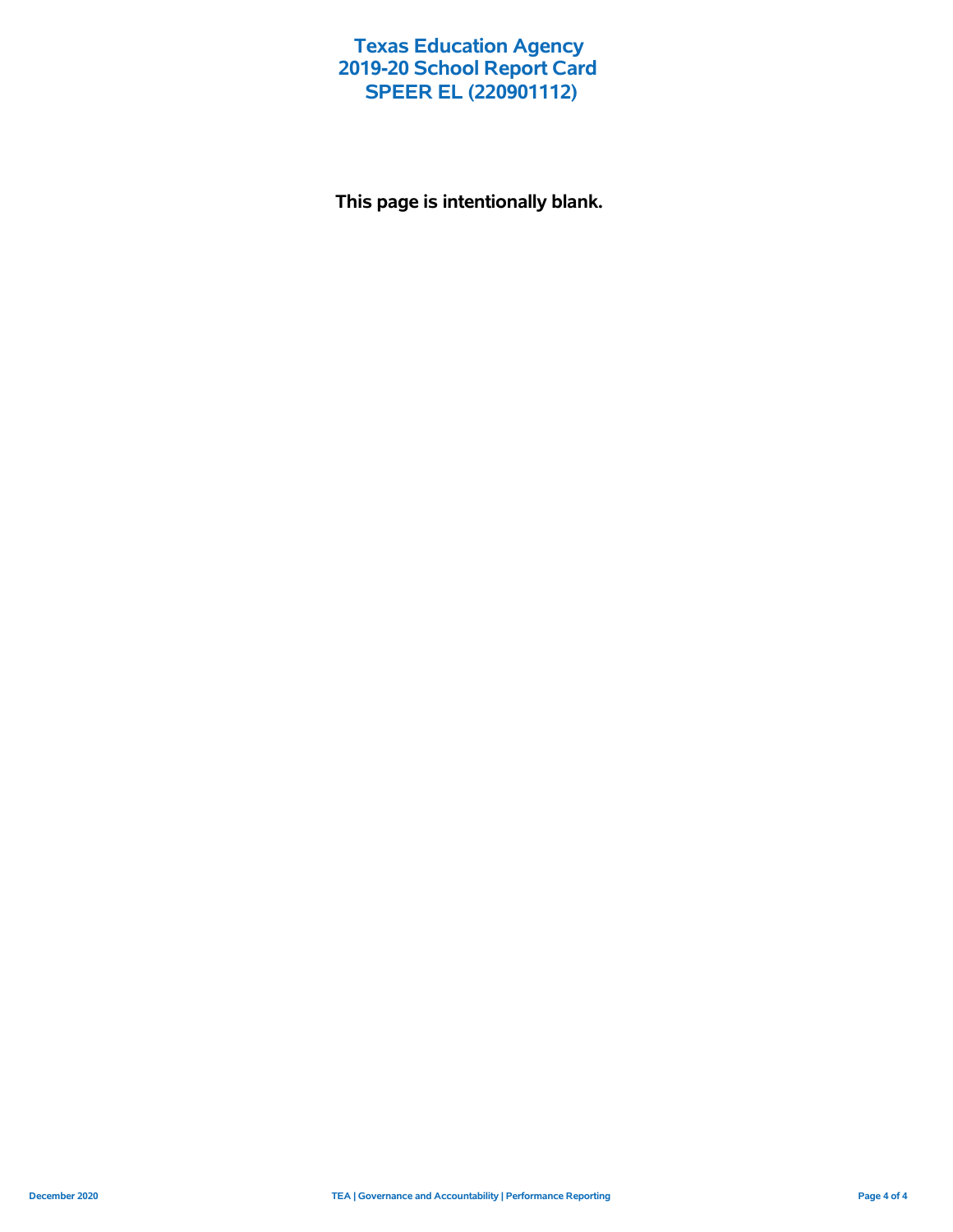# Texas Education Agency
# 2019-20 School Report Card
# SPEER EL (220901112)

**This page is intentionally blank.**